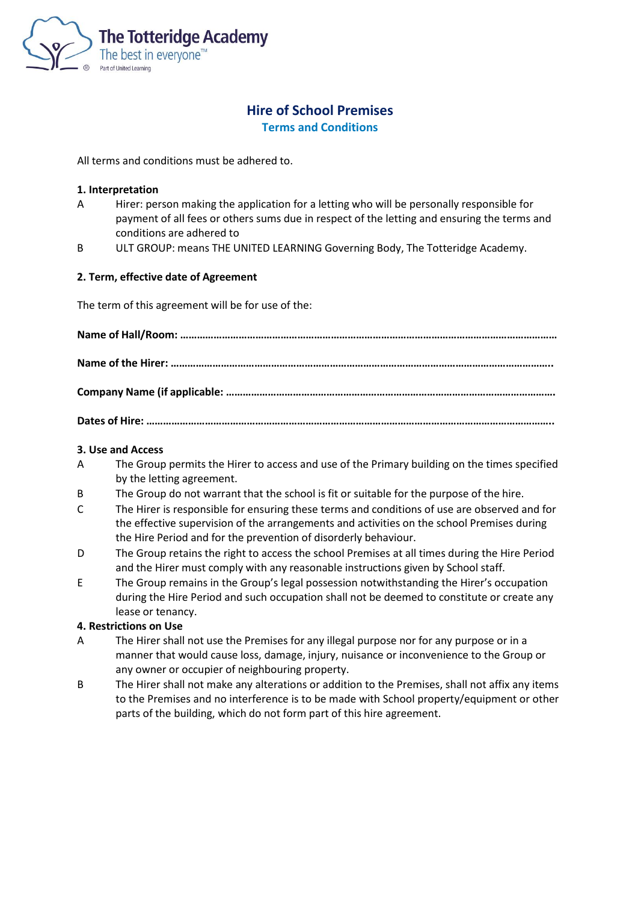The Totteridge Academy
The best in everyone™
Part of United Learning

# Hire of School Premises

## Terms and Conditions

All terms and conditions must be adhered to.

**1. Interpretation**

A Hirer: person making the application for a letting who will be personally responsible for payment of all fees or others sums due in respect of the letting and ensuring the terms and conditions are adhered to

B ULT GROUP: means THE UNITED LEARNING Governing Body, The Totteridge Academy.

**2. Term, effective date of Agreement**

The term of this agreement will be for use of the:

**Name of Hall/Room: ……………………………………………………………………………………………………………………………**

**Name of the Hirer: …………………………………………………………………………………………………………………………..**

**Company Name (if applicable: ……………………………………………………………………………………………………….**

**Dates of Hire: ……………………………………………………………………………………………………………………………………..**

**3. Use and Access**

A The Group permits the Hirer to access and use of the Primary building on the times specified by the letting agreement.

B The Group do not warrant that the school is fit or suitable for the purpose of the hire.

C The Hirer is responsible for ensuring these terms and conditions of use are observed and for the effective supervision of the arrangements and activities on the school Premises during the Hire Period and for the prevention of disorderly behaviour.

D The Group retains the right to access the school Premises at all times during the Hire Period and the Hirer must comply with any reasonable instructions given by School staff.

E The Group remains in the Group's legal possession notwithstanding the Hirer's occupation during the Hire Period and such occupation shall not be deemed to constitute or create any lease or tenancy.

**4. Restrictions on Use**

A The Hirer shall not use the Premises for any illegal purpose nor for any purpose or in a manner that would cause loss, damage, injury, nuisance or inconvenience to the Group or any owner or occupier of neighbouring property.

B The Hirer shall not make any alterations or addition to the Premises, shall not affix any items to the Premises and no interference is to be made with School property/equipment or other parts of the building, which do not form part of this hire agreement.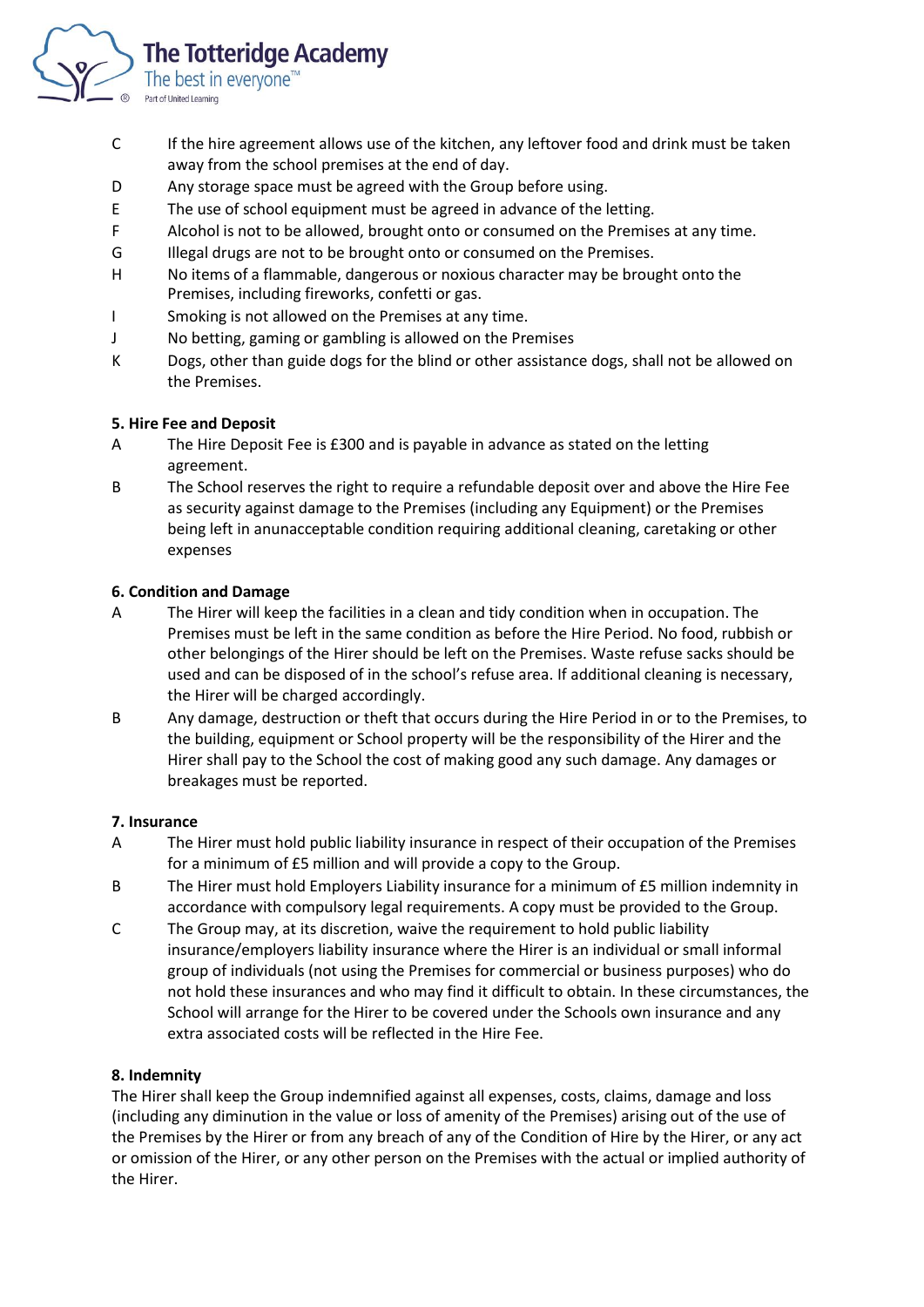C If the hire agreement allows use of the kitchen, any leftover food and drink must be taken away from the school premises at the end of day.

D Any storage space must be agreed with the Group before using.

E The use of school equipment must be agreed in advance of the letting.

F Alcohol is not to be allowed, brought onto or consumed on the Premises at any time.

G Illegal drugs are not to be brought onto or consumed on the Premises.

H No items of a flammable, dangerous or noxious character may be brought onto the Premises, including fireworks, confetti or gas.

I Smoking is not allowed on the Premises at any time.

J No betting, gaming or gambling is allowed on the Premises

K Dogs, other than guide dogs for the blind or other assistance dogs, shall not be allowed on the Premises.

**5. Hire Fee and Deposit**

A The Hire Deposit Fee is £300 and is payable in advance as stated on the letting agreement.

B The School reserves the right to require a refundable deposit over and above the Hire Fee as security against damage to the Premises (including any Equipment) or the Premises being left in anunacceptable condition requiring additional cleaning, caretaking or other expenses

**6. Condition and Damage**

A The Hirer will keep the facilities in a clean and tidy condition when in occupation. The Premises must be left in the same condition as before the Hire Period. No food, rubbish or other belongings of the Hirer should be left on the Premises. Waste refuse sacks should be used and can be disposed of in the school's refuse area. If additional cleaning is necessary, the Hirer will be charged accordingly.

B Any damage, destruction or theft that occurs during the Hire Period in or to the Premises, to the building, equipment or School property will be the responsibility of the Hirer and the Hirer shall pay to the School the cost of making good any such damage. Any damages or breakages must be reported.

**7. Insurance**

A The Hirer must hold public liability insurance in respect of their occupation of the Premises for a minimum of £5 million and will provide a copy to the Group.

B The Hirer must hold Employers Liability insurance for a minimum of £5 million indemnity in accordance with compulsory legal requirements. A copy must be provided to the Group.

C The Group may, at its discretion, waive the requirement to hold public liability insurance/employers liability insurance where the Hirer is an individual or small informal group of individuals (not using the Premises for commercial or business purposes) who do not hold these insurances and who may find it difficult to obtain. In these circumstances, the School will arrange for the Hirer to be covered under the Schools own insurance and any extra associated costs will be reflected in the Hire Fee.

**8. Indemnity**

The Hirer shall keep the Group indemnified against all expenses, costs, claims, damage and loss (including any diminution in the value or loss of amenity of the Premises) arising out of the use of the Premises by the Hirer or from any breach of any of the Condition of Hire by the Hirer, or any act or omission of the Hirer, or any other person on the Premises with the actual or implied authority of the Hirer.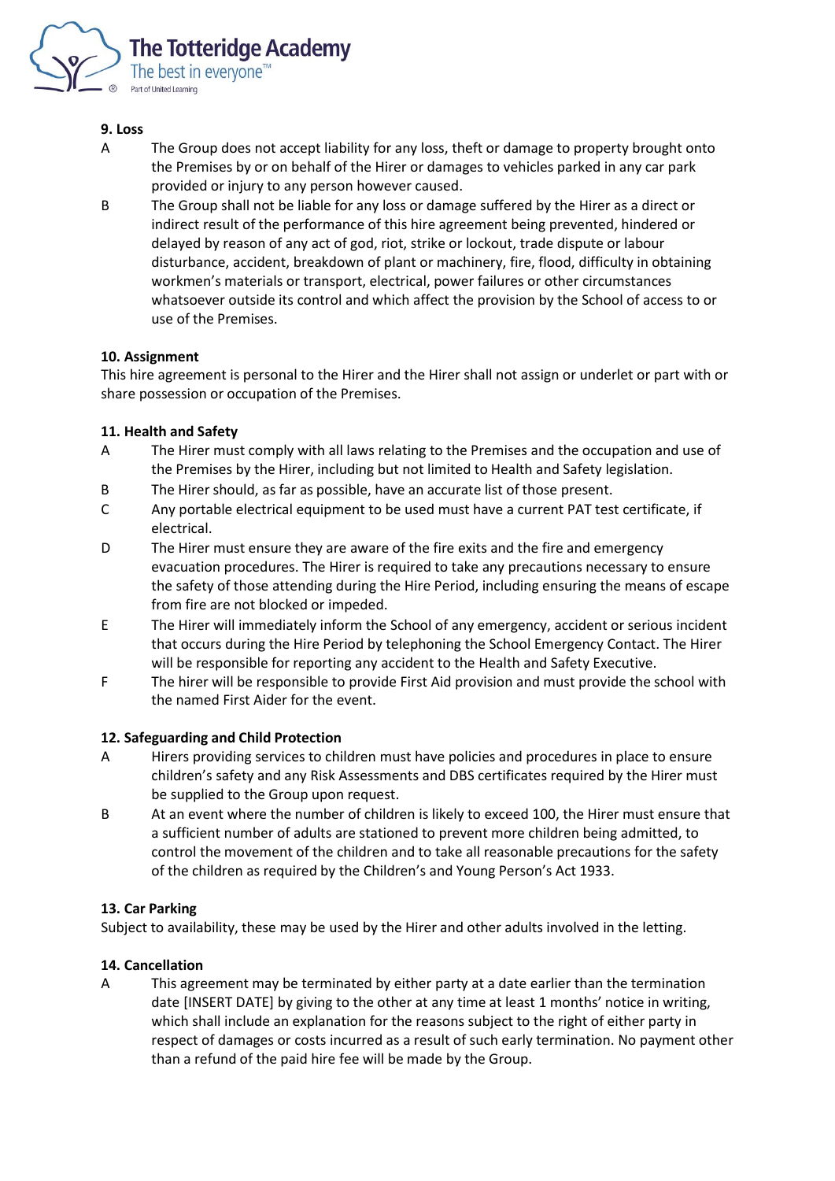**9. Loss**

A The Group does not accept liability for any loss, theft or damage to property brought onto the Premises by or on behalf of the Hirer or damages to vehicles parked in any car park provided or injury to any person however caused.

B The Group shall not be liable for any loss or damage suffered by the Hirer as a direct or indirect result of the performance of this hire agreement being prevented, hindered or delayed by reason of any act of god, riot, strike or lockout, trade dispute or labour disturbance, accident, breakdown of plant or machinery, fire, flood, difficulty in obtaining workmen's materials or transport, electrical, power failures or other circumstances whatsoever outside its control and which affect the provision by the School of access to or use of the Premises.

**10. Assignment**

This hire agreement is personal to the Hirer and the Hirer shall not assign or underlet or part with or share possession or occupation of the Premises.

**11. Health and Safety**

A The Hirer must comply with all laws relating to the Premises and the occupation and use of the Premises by the Hirer, including but not limited to Health and Safety legislation.

B The Hirer should, as far as possible, have an accurate list of those present.

C Any portable electrical equipment to be used must have a current PAT test certificate, if electrical.

D The Hirer must ensure they are aware of the fire exits and the fire and emergency evacuation procedures. The Hirer is required to take any precautions necessary to ensure the safety of those attending during the Hire Period, including ensuring the means of escape from fire are not blocked or impeded.

E The Hirer will immediately inform the School of any emergency, accident or serious incident that occurs during the Hire Period by telephoning the School Emergency Contact. The Hirer will be responsible for reporting any accident to the Health and Safety Executive.

F The hirer will be responsible to provide First Aid provision and must provide the school with the named First Aider for the event.

**12. Safeguarding and Child Protection**

A Hirers providing services to children must have policies and procedures in place to ensure children's safety and any Risk Assessments and DBS certificates required by the Hirer must be supplied to the Group upon request.

B At an event where the number of children is likely to exceed 100, the Hirer must ensure that a sufficient number of adults are stationed to prevent more children being admitted, to control the movement of the children and to take all reasonable precautions for the safety of the children as required by the Children's and Young Person's Act 1933.

**13. Car Parking**

Subject to availability, these may be used by the Hirer and other adults involved in the letting.

**14. Cancellation**

A This agreement may be terminated by either party at a date earlier than the termination date [INSERT DATE] by giving to the other at any time at least 1 months' notice in writing, which shall include an explanation for the reasons subject to the right of either party in respect of damages or costs incurred as a result of such early termination. No payment other than a refund of the paid hire fee will be made by the Group.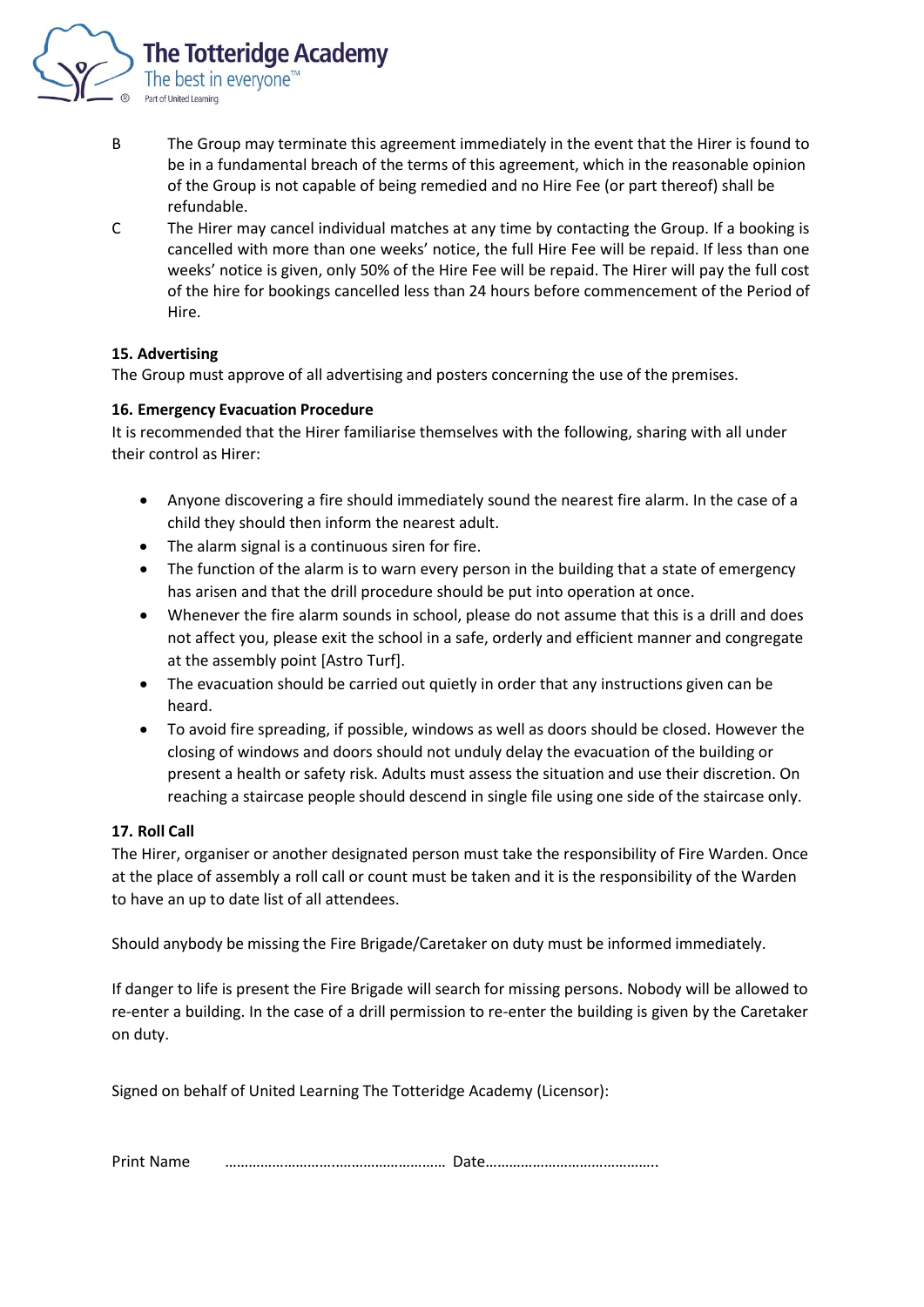B The Group may terminate this agreement immediately in the event that the Hirer is found to be in a fundamental breach of the terms of this agreement, which in the reasonable opinion of the Group is not capable of being remedied and no Hire Fee (or part thereof) shall be refundable.

C The Hirer may cancel individual matches at any time by contacting the Group. If a booking is cancelled with more than one weeks' notice, the full Hire Fee will be repaid. If less than one weeks' notice is given, only 50% of the Hire Fee will be repaid. The Hirer will pay the full cost of the hire for bookings cancelled less than 24 hours before commencement of the Period of Hire.

**15. Advertising**

The Group must approve of all advertising and posters concerning the use of the premises.

**16. Emergency Evacuation Procedure**

It is recommended that the Hirer familiarise themselves with the following, sharing with all under their control as Hirer:

- Anyone discovering a fire should immediately sound the nearest fire alarm. In the case of a child they should then inform the nearest adult.
- The alarm signal is a continuous siren for fire.
- The function of the alarm is to warn every person in the building that a state of emergency has arisen and that the drill procedure should be put into operation at once.
- Whenever the fire alarm sounds in school, please do not assume that this is a drill and does not affect you, please exit the school in a safe, orderly and efficient manner and congregate at the assembly point [Astro Turf].
- The evacuation should be carried out quietly in order that any instructions given can be heard.
- To avoid fire spreading, if possible, windows as well as doors should be closed. However the closing of windows and doors should not unduly delay the evacuation of the building or present a health or safety risk. Adults must assess the situation and use their discretion. On reaching a staircase people should descend in single file using one side of the staircase only.

**17. Roll Call**

The Hirer, organiser or another designated person must take the responsibility of Fire Warden. Once at the place of assembly a roll call or count must be taken and it is the responsibility of the Warden to have an up to date list of all attendees.

Should anybody be missing the Fire Brigade/Caretaker on duty must be informed immediately.

If danger to life is present the Fire Brigade will search for missing persons. Nobody will be allowed to re-enter a building. In the case of a drill permission to re-enter the building is given by the Caretaker on duty.

Signed on behalf of United Learning The Totteridge Academy (Licensor):

Print Name …………………….……………………… Date……………………………………..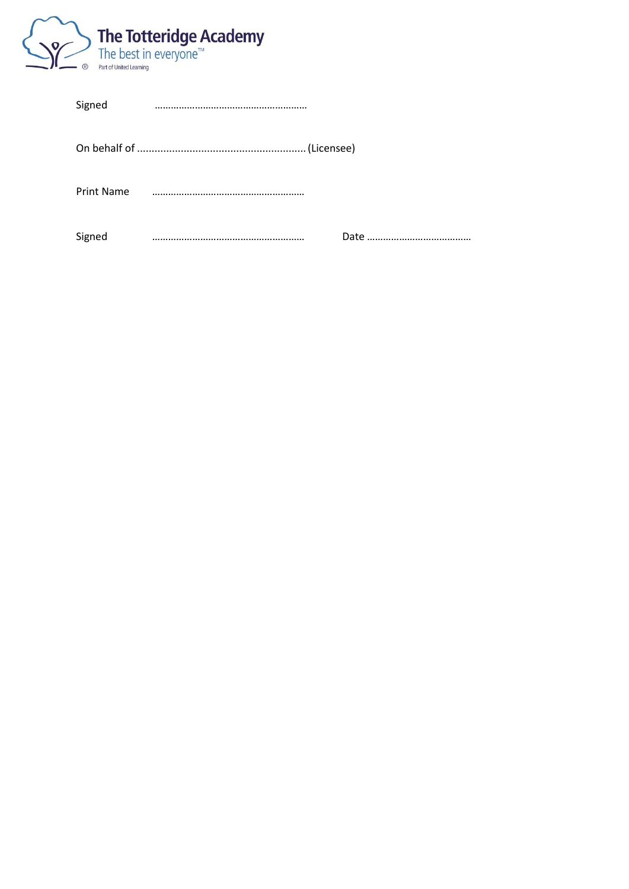The Totteridge Academy
The best in everyone™
Part of United Learning

Signed ………………………………………………

On behalf of ………………………………………………… (Licensee)

Print Name ………………………………………………

Signed ……………………………………………… Date …………………………………